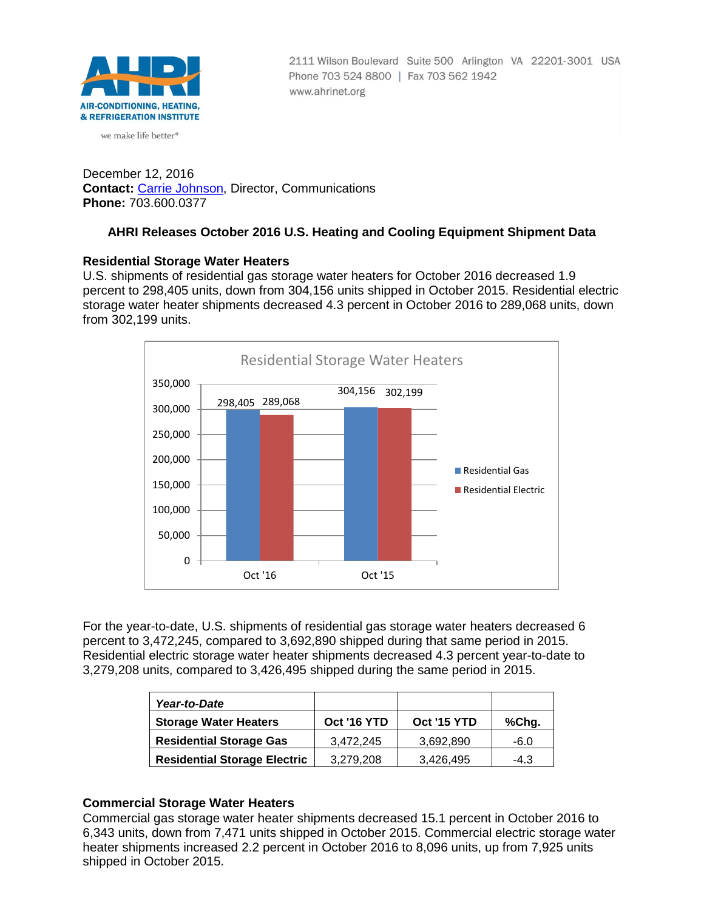AIR-CONDITIONING, HEATING, & REFRIGERATION INSTITUTE

we make life better®

2111 Wilson Boulevard Suite 500 Arlington VA 22201-3001 USA
Phone 703 524 8800 | Fax 703 562 1942
www.ahrinet.org

December 12, 2016
**Contact:** Carrie Johnson, Director, Communications
**Phone:** 703.600.0377

## AHRI Releases October 2016 U.S. Heating and Cooling Equipment Shipment Data

### Residential Storage Water Heaters

U.S. shipments of residential gas storage water heaters for October 2016 decreased 1.9 percent to 298,405 units, down from 304,156 units shipped in October 2015. Residential electric storage water heater shipments decreased 4.3 percent in October 2016 to 289,068 units, down from 302,199 units.

Residential Storage Water Heaters

| | Residential Gas | Residential Electric |
|---|---|---|
| Oct '16 | 298,405 | 289,068 |
| Oct '15 | 304,156 | 302,199 |

For the year-to-date, U.S. shipments of residential gas storage water heaters decreased 6 percent to 3,472,245, compared to 3,692,890 shipped during that same period in 2015. Residential electric storage water heater shipments decreased 4.3 percent year-to-date to 3,279,208 units, compared to 3,426,495 shipped during the same period in 2015.

| *Year-to-Date* | | | |
|---|---|---|---|
| **Storage Water Heaters** | **Oct '16 YTD** | **Oct '15 YTD** | **%Chg.** |
| **Residential Storage Gas** | 3,472,245 | 3,692,890 | -6.0 |
| **Residential Storage Electric** | 3,279,208 | 3,426,495 | -4.3 |

### Commercial Storage Water Heaters

Commercial gas storage water heater shipments decreased 15.1 percent in October 2016 to 6,343 units, down from 7,471 units shipped in October 2015. Commercial electric storage water heater shipments increased 2.2 percent in October 2016 to 8,096 units, up from 7,925 units shipped in October 2015.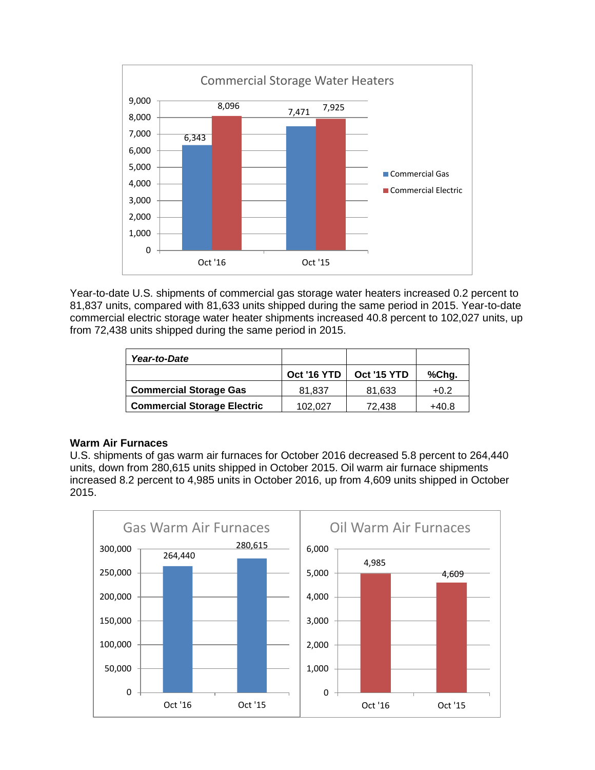Commercial Storage Water Heaters

| | Oct '16 | Oct '15 |
|---|---|---|
| Commercial Gas | 6,343 | 7,471 |
| Commercial Electric | 8,096 | 7,925 |

Year-to-date U.S. shipments of commercial gas storage water heaters increased 0.2 percent to 81,837 units, compared with 81,633 units shipped during the same period in 2015. Year-to-date commercial electric storage water heater shipments increased 40.8 percent to 102,027 units, up from 72,438 units shipped during the same period in 2015.

| ***Year-to-Date*** | | | |
|---|---|---|---|
| | **Oct '16 YTD** | **Oct '15 YTD** | **%Chg.** |
| **Commercial Storage Gas** | 81,837 | 81,633 | +0.2 |
| **Commercial Storage Electric** | 102,027 | 72,438 | +40.8 |

**Warm Air Furnaces**

U.S. shipments of gas warm air furnaces for October 2016 decreased 5.8 percent to 264,440 units, down from 280,615 units shipped in October 2015. Oil warm air furnace shipments increased 8.2 percent to 4,985 units in October 2016, up from 4,609 units shipped in October 2015.

Gas Warm Air Furnaces

| Oct '16 | Oct '15 |
|---|---|
| 264,440 | 280,615 |

Oil Warm Air Furnaces

| Oct '16 | Oct '15 |
|---|---|
| 4,985 | 4,609 |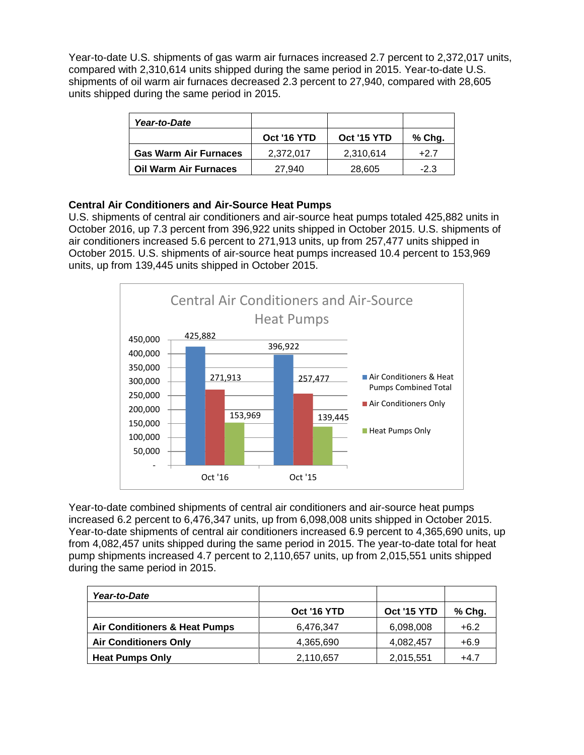Year-to-date U.S. shipments of gas warm air furnaces increased 2.7 percent to 2,372,017 units, compared with 2,310,614 units shipped during the same period in 2015. Year-to-date U.S. shipments of oil warm air furnaces decreased 2.3 percent to 27,940, compared with 28,605 units shipped during the same period in 2015.

| *Year-to-Date* | | | |
|---|---|---|---|
| | **Oct '16 YTD** | **Oct '15 YTD** | **% Chg.** |
| **Gas Warm Air Furnaces** | 2,372,017 | 2,310,614 | +2.7 |
| **Oil Warm Air Furnaces** | 27,940 | 28,605 | -2.3 |

**Central Air Conditioners and Air-Source Heat Pumps**

U.S. shipments of central air conditioners and air-source heat pumps totaled 425,882 units in October 2016, up 7.3 percent from 396,922 units shipped in October 2015. U.S. shipments of air conditioners increased 5.6 percent to 271,913 units, up from 257,477 units shipped in October 2015. U.S. shipments of air-source heat pumps increased 10.4 percent to 153,969 units, up from 139,445 units shipped in October 2015.

Central Air Conditioners and Air-Source Heat Pumps

| | Air Conditioners & Heat Pumps Combined Total | Air Conditioners Only | Heat Pumps Only |
|---|---|---|---|
| Oct '16 | 425,882 | 271,913 | 153,969 |
| Oct '15 | 396,922 | 257,477 | 139,445 |

Year-to-date combined shipments of central air conditioners and air-source heat pumps increased 6.2 percent to 6,476,347 units, up from 6,098,008 units shipped in October 2015. Year-to-date shipments of central air conditioners increased 6.9 percent to 4,365,690 units, up from 4,082,457 units shipped during the same period in 2015. The year-to-date total for heat pump shipments increased 4.7 percent to 2,110,657 units, up from 2,015,551 units shipped during the same period in 2015.

| *Year-to-Date* | | | |
|---|---|---|---|
| | **Oct '16 YTD** | **Oct '15 YTD** | **% Chg.** |
| **Air Conditioners & Heat Pumps** | 6,476,347 | 6,098,008 | +6.2 |
| **Air Conditioners Only** | 4,365,690 | 4,082,457 | +6.9 |
| **Heat Pumps Only** | 2,110,657 | 2,015,551 | +4.7 |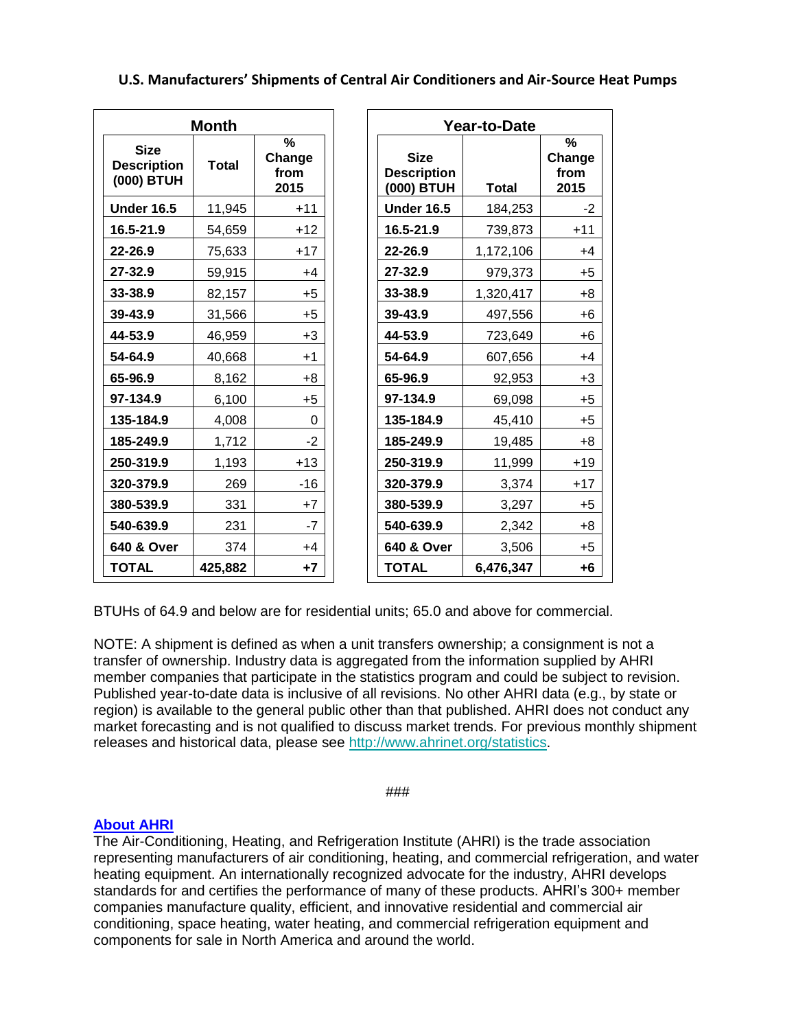**U.S. Manufacturers' Shipments of Central Air Conditioners and Air-Source Heat Pumps**

| Month | | |
|---|---|---|
| **Size Description (000) BTUH** | **Total** | **% Change from 2015** |
| **Under 16.5** | 11,945 | +11 |
| **16.5-21.9** | 54,659 | +12 |
| **22-26.9** | 75,633 | +17 |
| **27-32.9** | 59,915 | +4 |
| **33-38.9** | 82,157 | +5 |
| **39-43.9** | 31,566 | +5 |
| **44-53.9** | 46,959 | +3 |
| **54-64.9** | 40,668 | +1 |
| **65-96.9** | 8,162 | +8 |
| **97-134.9** | 6,100 | +5 |
| **135-184.9** | 4,008 | 0 |
| **185-249.9** | 1,712 | -2 |
| **250-319.9** | 1,193 | +13 |
| **320-379.9** | 269 | -16 |
| **380-539.9** | 331 | +7 |
| **540-639.9** | 231 | -7 |
| **640 & Over** | 374 | +4 |
| **TOTAL** | **425,882** | **+7** |

| Year-to-Date | | |
|---|---|---|
| **Size Description (000) BTUH** | **Total** | **% Change from 2015** |
| **Under 16.5** | 184,253 | -2 |
| **16.5-21.9** | 739,873 | +11 |
| **22-26.9** | 1,172,106 | +4 |
| **27-32.9** | 979,373 | +5 |
| **33-38.9** | 1,320,417 | +8 |
| **39-43.9** | 497,556 | +6 |
| **44-53.9** | 723,649 | +6 |
| **54-64.9** | 607,656 | +4 |
| **65-96.9** | 92,953 | +3 |
| **97-134.9** | 69,098 | +5 |
| **135-184.9** | 45,410 | +5 |
| **185-249.9** | 19,485 | +8 |
| **250-319.9** | 11,999 | +19 |
| **320-379.9** | 3,374 | +17 |
| **380-539.9** | 3,297 | +5 |
| **540-639.9** | 2,342 | +8 |
| **640 & Over** | 3,506 | +5 |
| **TOTAL** | **6,476,347** | **+6** |

BTUHs of 64.9 and below are for residential units; 65.0 and above for commercial.

NOTE: A shipment is defined as when a unit transfers ownership; a consignment is not a transfer of ownership. Industry data is aggregated from the information supplied by AHRI member companies that participate in the statistics program and could be subject to revision. Published year-to-date data is inclusive of all revisions. No other AHRI data (e.g., by state or region) is available to the general public other than that published. AHRI does not conduct any market forecasting and is not qualified to discuss market trends. For previous monthly shipment releases and historical data, please see http://www.ahrinet.org/statistics.

###

**About AHRI**

The Air-Conditioning, Heating, and Refrigeration Institute (AHRI) is the trade association representing manufacturers of air conditioning, heating, and commercial refrigeration, and water heating equipment. An internationally recognized advocate for the industry, AHRI develops standards for and certifies the performance of many of these products. AHRI's 300+ member companies manufacture quality, efficient, and innovative residential and commercial air conditioning, space heating, water heating, and commercial refrigeration equipment and components for sale in North America and around the world.